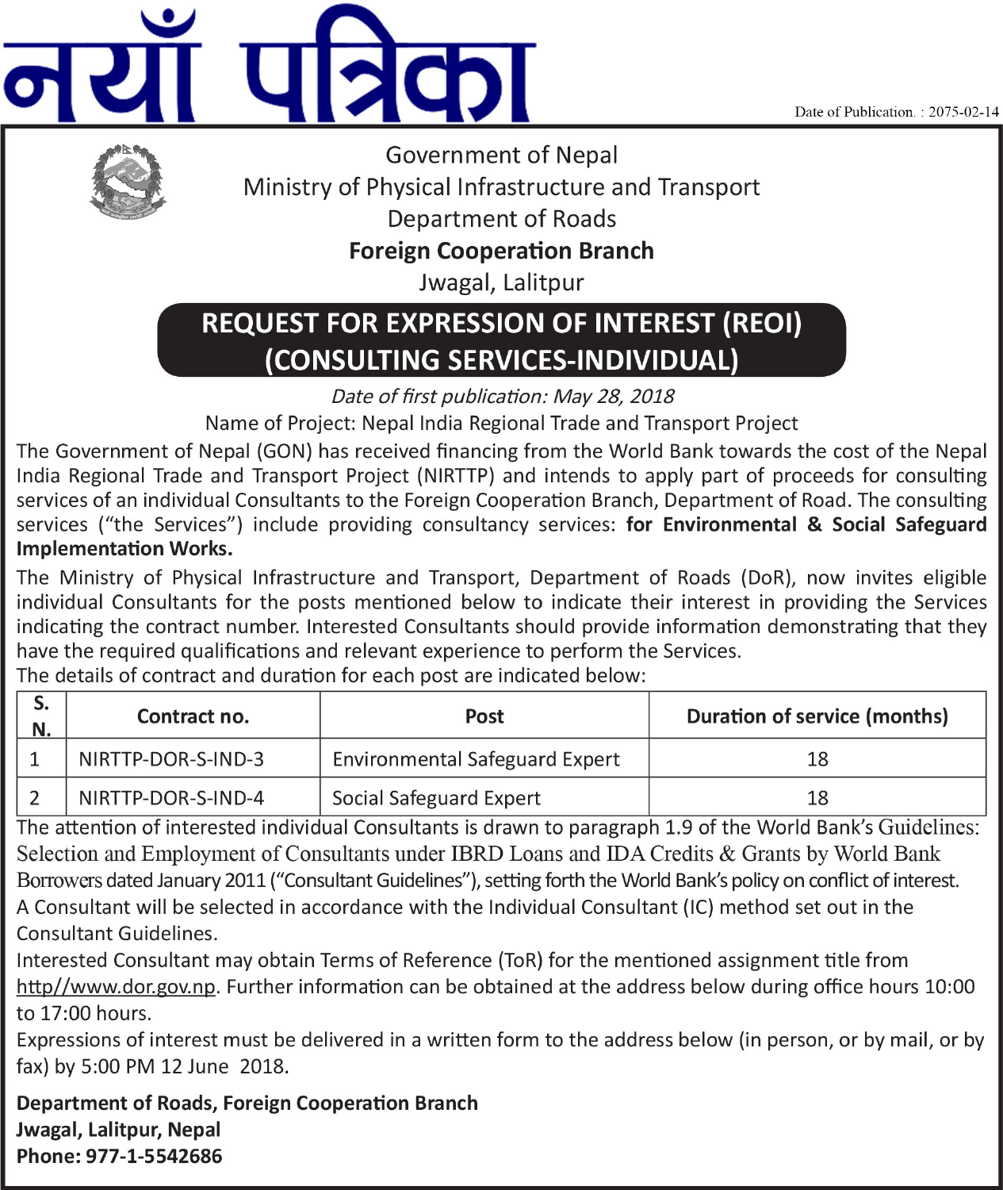# नयाँ पत्रिका

Date of Publication. : 2075-02-14

Government of Nepal
Ministry of Physical Infrastructure and Transport
Department of Roads
**Foreign Cooperation Branch**
Jwagal, Lalitpur

## REQUEST FOR EXPRESSION OF INTEREST (REOI) (CONSULTING SERVICES-INDIVIDUAL)

*Date of first publication: May 28, 2018*

Name of Project: Nepal India Regional Trade and Transport Project

The Government of Nepal (GON) has received financing from the World Bank towards the cost of the Nepal India Regional Trade and Transport Project (NIRTTP) and intends to apply part of proceeds for consulting services of an individual Consultants to the Foreign Cooperation Branch, Department of Road. The consulting services ("the Services") include providing consultancy services: **for Environmental & Social Safeguard Implementation Works.**

The Ministry of Physical Infrastructure and Transport, Department of Roads (DoR), now invites eligible individual Consultants for the posts mentioned below to indicate their interest in providing the Services indicating the contract number. Interested Consultants should provide information demonstrating that they have the required qualifications and relevant experience to perform the Services.

The details of contract and duration for each post are indicated below:

| S. N. | Contract no. | Post | Duration of service (months) |
|---|---|---|---|
| 1 | NIRTTP-DOR-S-IND-3 | Environmental Safeguard Expert | 18 |
| 2 | NIRTTP-DOR-S-IND-4 | Social Safeguard Expert | 18 |

The attention of interested individual Consultants is drawn to paragraph 1.9 of the World Bank's Guidelines: Selection and Employment of Consultants under IBRD Loans and IDA Credits & Grants by World Bank Borrowers dated January 2011 ("Consultant Guidelines"), setting forth the World Bank's policy on conflict of interest.

A Consultant will be selected in accordance with the Individual Consultant (IC) method set out in the Consultant Guidelines.

Interested Consultant may obtain Terms of Reference (ToR) for the mentioned assignment title from http//www.dor.gov.np. Further information can be obtained at the address below during office hours 10:00 to 17:00 hours.

Expressions of interest must be delivered in a written form to the address below (in person, or by mail, or by fax) by 5:00 PM 12 June 2018.

**Department of Roads, Foreign Cooperation Branch**
**Jwagal, Lalitpur, Nepal**
**Phone: 977-1-5542686**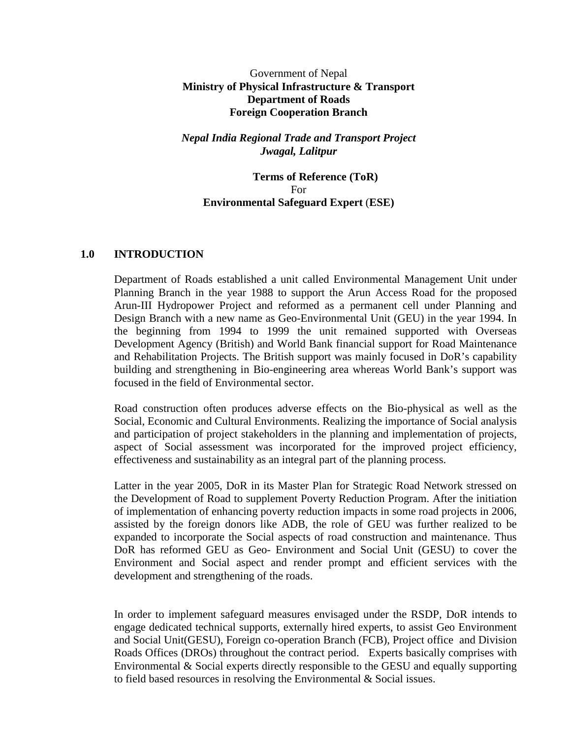Government of Nepal
**Ministry of Physical Infrastructure & Transport**
**Department of Roads**
**Foreign Cooperation Branch**

***Nepal India Regional Trade and Transport Project***
***Jwagal, Lalitpur***

**Terms of Reference (ToR)**
For
**Environmental Safeguard Expert (ESE)**

## 1.0 INTRODUCTION

Department of Roads established a unit called Environmental Management Unit under Planning Branch in the year 1988 to support the Arun Access Road for the proposed Arun-III Hydropower Project and reformed as a permanent cell under Planning and Design Branch with a new name as Geo-Environmental Unit (GEU) in the year 1994. In the beginning from 1994 to 1999 the unit remained supported with Overseas Development Agency (British) and World Bank financial support for Road Maintenance and Rehabilitation Projects. The British support was mainly focused in DoR's capability building and strengthening in Bio-engineering area whereas World Bank's support was focused in the field of Environmental sector.

Road construction often produces adverse effects on the Bio-physical as well as the Social, Economic and Cultural Environments. Realizing the importance of Social analysis and participation of project stakeholders in the planning and implementation of projects, aspect of Social assessment was incorporated for the improved project efficiency, effectiveness and sustainability as an integral part of the planning process.

Latter in the year 2005, DoR in its Master Plan for Strategic Road Network stressed on the Development of Road to supplement Poverty Reduction Program. After the initiation of implementation of enhancing poverty reduction impacts in some road projects in 2006, assisted by the foreign donors like ADB, the role of GEU was further realized to be expanded to incorporate the Social aspects of road construction and maintenance. Thus DoR has reformed GEU as Geo- Environment and Social Unit (GESU) to cover the Environment and Social aspect and render prompt and efficient services with the development and strengthening of the roads.

In order to implement safeguard measures envisaged under the RSDP, DoR intends to engage dedicated technical supports, externally hired experts, to assist Geo Environment and Social Unit(GESU), Foreign co-operation Branch (FCB), Project office and Division Roads Offices (DROs) throughout the contract period. Experts basically comprises with Environmental & Social experts directly responsible to the GESU and equally supporting to field based resources in resolving the Environmental & Social issues.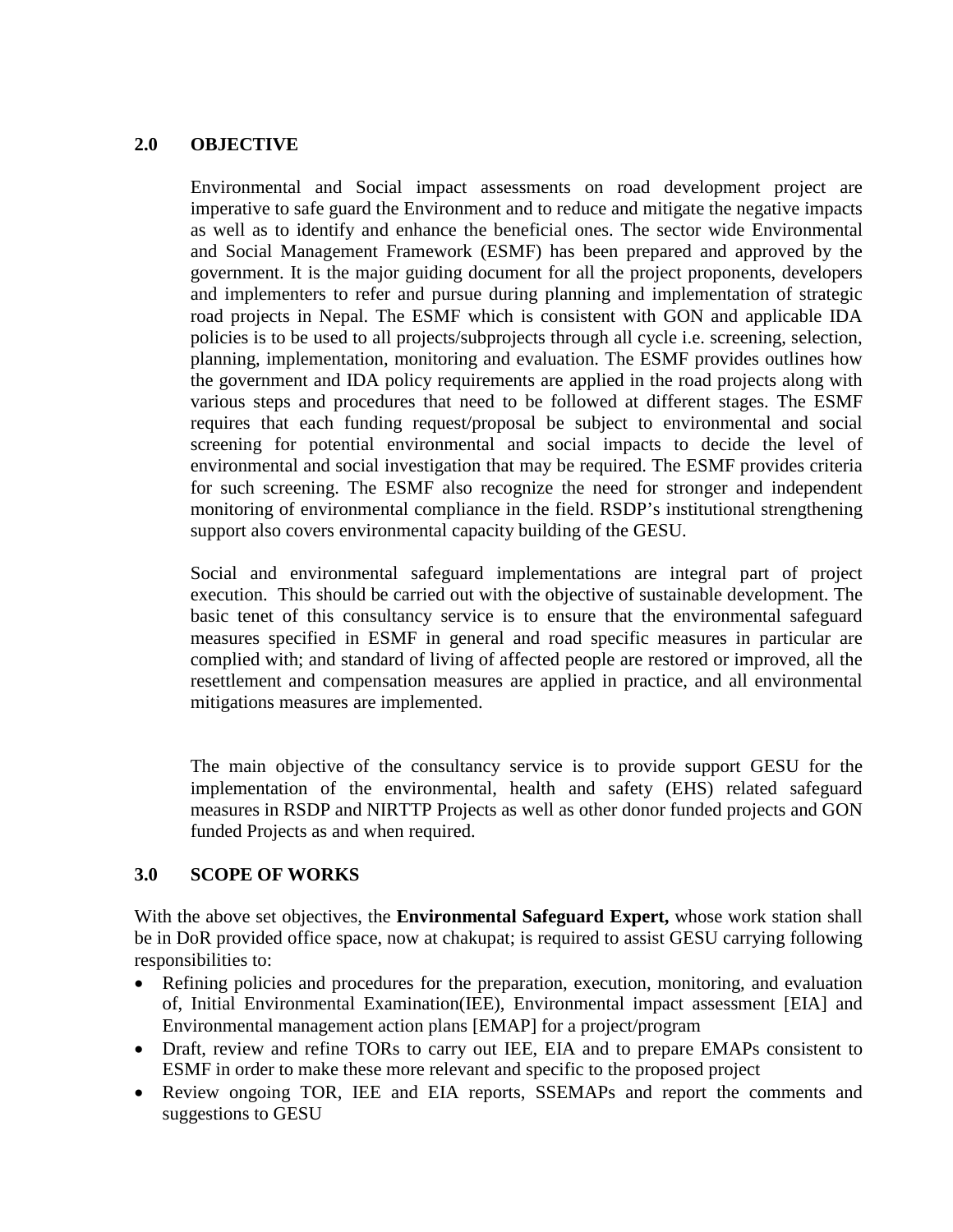## 2.0 OBJECTIVE

Environmental and Social impact assessments on road development project are imperative to safe guard the Environment and to reduce and mitigate the negative impacts as well as to identify and enhance the beneficial ones. The sector wide Environmental and Social Management Framework (ESMF) has been prepared and approved by the government. It is the major guiding document for all the project proponents, developers and implementers to refer and pursue during planning and implementation of strategic road projects in Nepal. The ESMF which is consistent with GON and applicable IDA policies is to be used to all projects/subprojects through all cycle i.e. screening, selection, planning, implementation, monitoring and evaluation. The ESMF provides outlines how the government and IDA policy requirements are applied in the road projects along with various steps and procedures that need to be followed at different stages. The ESMF requires that each funding request/proposal be subject to environmental and social screening for potential environmental and social impacts to decide the level of environmental and social investigation that may be required. The ESMF provides criteria for such screening. The ESMF also recognize the need for stronger and independent monitoring of environmental compliance in the field. RSDP's institutional strengthening support also covers environmental capacity building of the GESU.

Social and environmental safeguard implementations are integral part of project execution. This should be carried out with the objective of sustainable development. The basic tenet of this consultancy service is to ensure that the environmental safeguard measures specified in ESMF in general and road specific measures in particular are complied with; and standard of living of affected people are restored or improved, all the resettlement and compensation measures are applied in practice, and all environmental mitigations measures are implemented.

The main objective of the consultancy service is to provide support GESU for the implementation of the environmental, health and safety (EHS) related safeguard measures in RSDP and NIRTTP Projects as well as other donor funded projects and GON funded Projects as and when required.

## 3.0 SCOPE OF WORKS

With the above set objectives, the **Environmental Safeguard Expert,** whose work station shall be in DoR provided office space, now at chakupat; is required to assist GESU carrying following responsibilities to:

- Refining policies and procedures for the preparation, execution, monitoring, and evaluation of, Initial Environmental Examination(IEE), Environmental impact assessment [EIA] and Environmental management action plans [EMAP] for a project/program
- Draft, review and refine TORs to carry out IEE, EIA and to prepare EMAPs consistent to ESMF in order to make these more relevant and specific to the proposed project
- Review ongoing TOR, IEE and EIA reports, SSEMAPs and report the comments and suggestions to GESU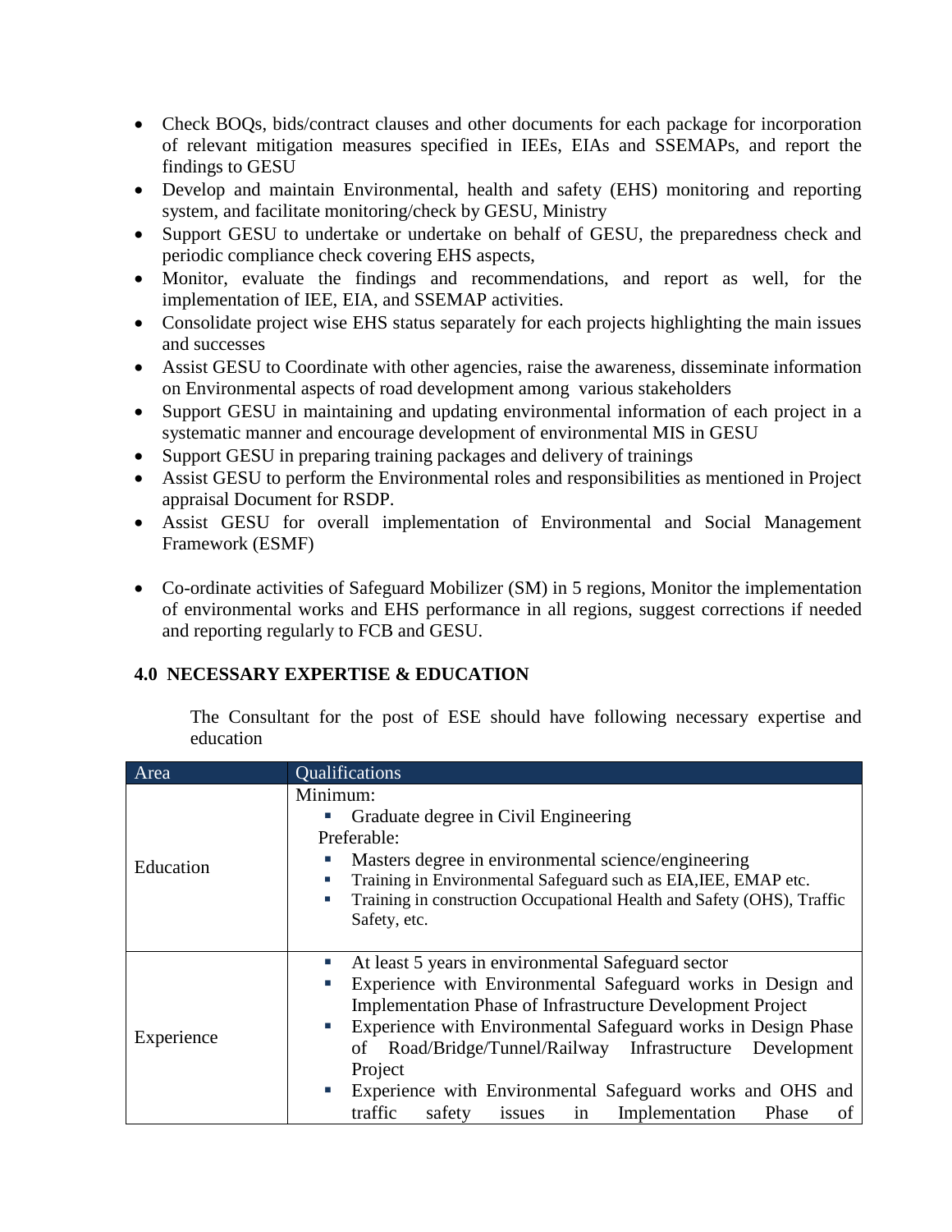- Check BOQs, bids/contract clauses and other documents for each package for incorporation of relevant mitigation measures specified in IEEs, EIAs and SSEMAPs, and report the findings to GESU
- Develop and maintain Environmental, health and safety (EHS) monitoring and reporting system, and facilitate monitoring/check by GESU, Ministry
- Support GESU to undertake or undertake on behalf of GESU, the preparedness check and periodic compliance check covering EHS aspects,
- Monitor, evaluate the findings and recommendations, and report as well, for the implementation of IEE, EIA, and SSEMAP activities.
- Consolidate project wise EHS status separately for each projects highlighting the main issues and successes
- Assist GESU to Coordinate with other agencies, raise the awareness, disseminate information on Environmental aspects of road development among various stakeholders
- Support GESU in maintaining and updating environmental information of each project in a systematic manner and encourage development of environmental MIS in GESU
- Support GESU in preparing training packages and delivery of trainings
- Assist GESU to perform the Environmental roles and responsibilities as mentioned in Project appraisal Document for RSDP.
- Assist GESU for overall implementation of Environmental and Social Management Framework (ESMF)

- Co-ordinate activities of Safeguard Mobilizer (SM) in 5 regions, Monitor the implementation of environmental works and EHS performance in all regions, suggest corrections if needed and reporting regularly to FCB and GESU.

## 4.0 NECESSARY EXPERTISE & EDUCATION

The Consultant for the post of ESE should have following necessary expertise and education

| Area | Qualifications |
|---|---|
| Education | Minimum:<br>▪ Graduate degree in Civil Engineering<br>Preferable:<br>▪ Masters degree in environmental science/engineering<br>▪ Training in Environmental Safeguard such as EIA,IEE, EMAP etc.<br>▪ Training in construction Occupational Health and Safety (OHS), Traffic Safety, etc. |
| Experience | ▪ At least 5 years in environmental Safeguard sector<br>▪ Experience with Environmental Safeguard works in Design and Implementation Phase of Infrastructure Development Project<br>▪ Experience with Environmental Safeguard works in Design Phase of Road/Bridge/Tunnel/Railway Infrastructure Development Project<br>▪ Experience with Environmental Safeguard works and OHS and traffic safety issues in Implementation Phase of |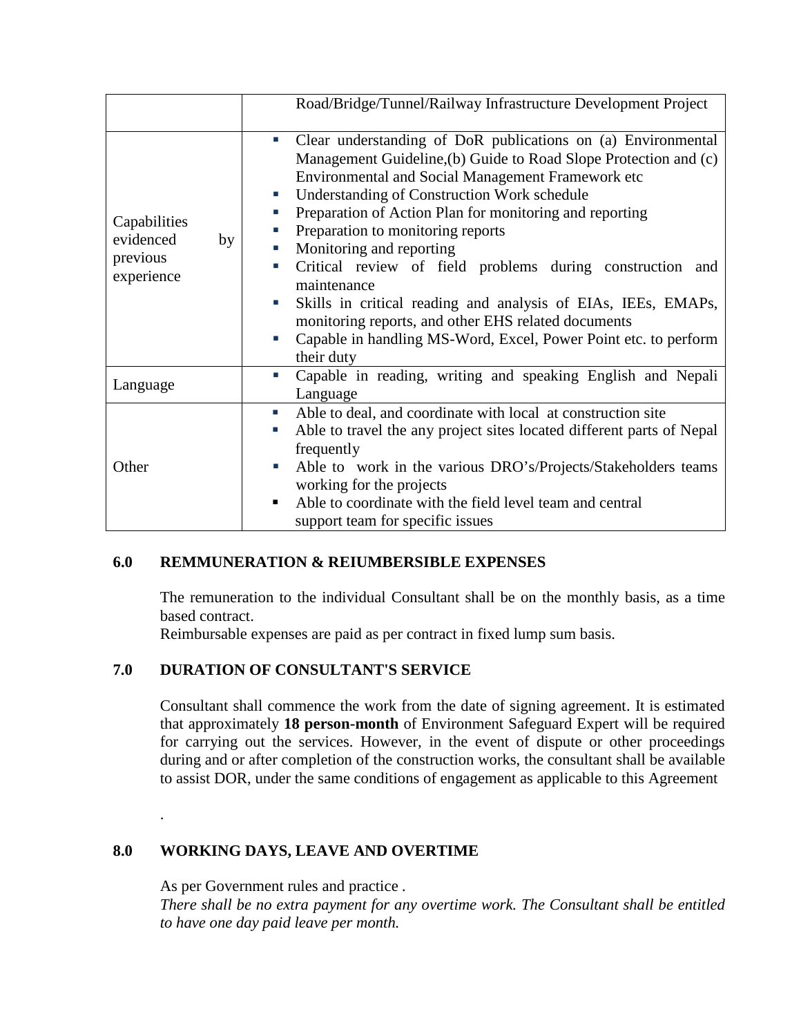| | |
|---|---|
| | Road/Bridge/Tunnel/Railway Infrastructure Development Project |
| Capabilities evidenced by previous experience | ▪ Clear understanding of DoR publications on (a) Environmental Management Guideline,(b) Guide to Road Slope Protection and (c) Environmental and Social Management Framework etc<br>▪ Understanding of Construction Work schedule<br>▪ Preparation of Action Plan for monitoring and reporting<br>▪ Preparation to monitoring reports<br>▪ Monitoring and reporting<br>▪ Critical review of field problems during construction and maintenance<br>▪ Skills in critical reading and analysis of EIAs, IEEs, EMAPs, monitoring reports, and other EHS related documents<br>▪ Capable in handling MS-Word, Excel, Power Point etc. to perform their duty |
| Language | ▪ Capable in reading, writing and speaking English and Nepali Language |
| Other | ▪ Able to deal, and coordinate with local at construction site<br>▪ Able to travel the any project sites located different parts of Nepal frequently<br>▪ Able to work in the various DRO's/Projects/Stakeholders teams working for the projects<br>▪ Able to coordinate with the field level team and central support team for specific issues |

## 6.0 REMMUNERATION & REIUMBERSIBLE EXPENSES

The remuneration to the individual Consultant shall be on the monthly basis, as a time based contract.
Reimbursable expenses are paid as per contract in fixed lump sum basis.

## 7.0 DURATION OF CONSULTANT'S SERVICE

Consultant shall commence the work from the date of signing agreement. It is estimated that approximately **18 person-month** of Environment Safeguard Expert will be required for carrying out the services. However, in the event of dispute or other proceedings during and or after completion of the construction works, the consultant shall be available to assist DOR, under the same conditions of engagement as applicable to this Agreement

.

## 8.0 WORKING DAYS, LEAVE AND OVERTIME

As per Government rules and practice .
*There shall be no extra payment for any overtime work. The Consultant shall be entitled to have one day paid leave per month.*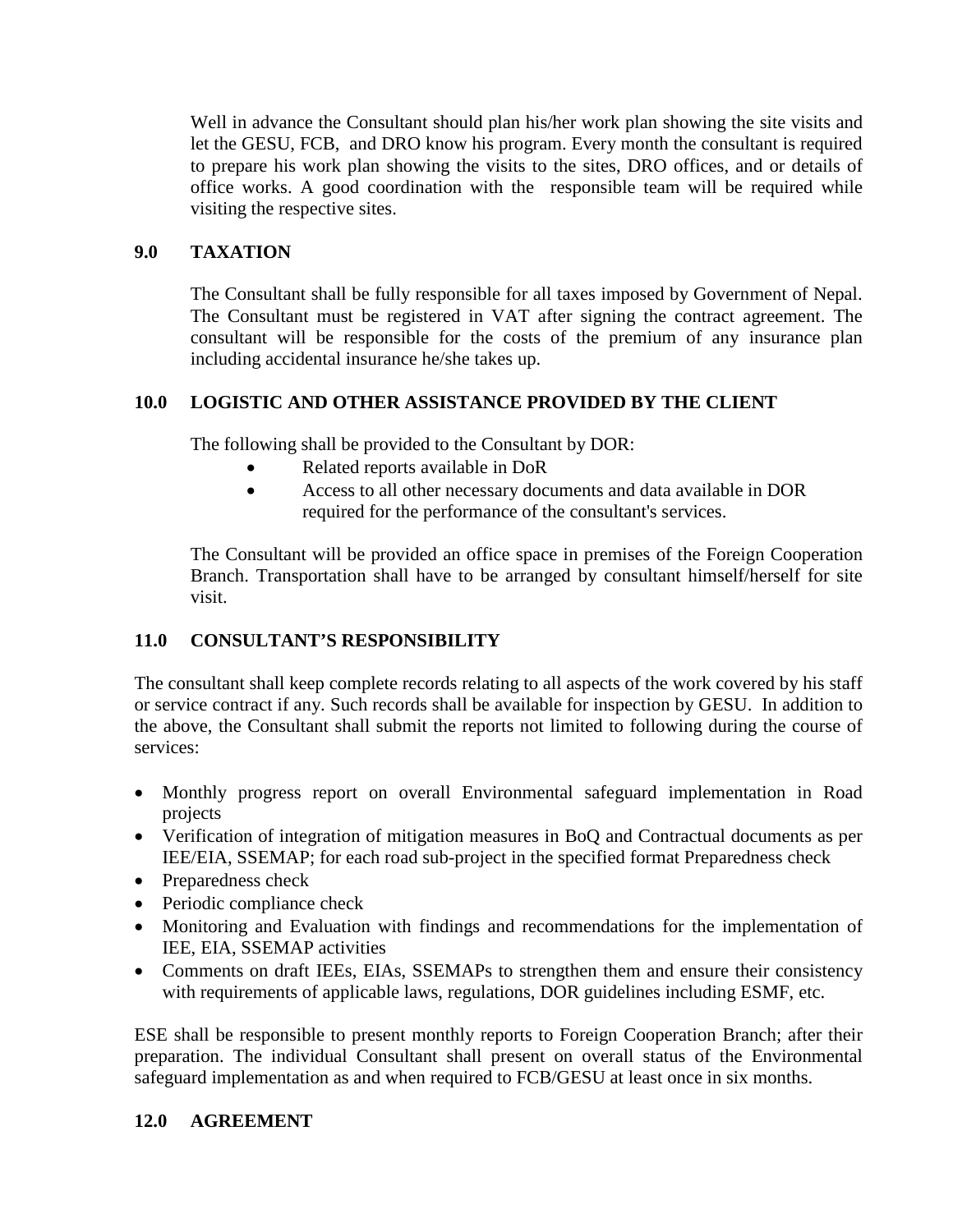Well in advance the Consultant should plan his/her work plan showing the site visits and let the GESU, FCB, and DRO know his program. Every month the consultant is required to prepare his work plan showing the visits to the sites, DRO offices, and or details of office works. A good coordination with the responsible team will be required while visiting the respective sites.

## 9.0 TAXATION

The Consultant shall be fully responsible for all taxes imposed by Government of Nepal. The Consultant must be registered in VAT after signing the contract agreement. The consultant will be responsible for the costs of the premium of any insurance plan including accidental insurance he/she takes up.

## 10.0 LOGISTIC AND OTHER ASSISTANCE PROVIDED BY THE CLIENT

The following shall be provided to the Consultant by DOR:

- Related reports available in DoR
- Access to all other necessary documents and data available in DOR required for the performance of the consultant's services.

The Consultant will be provided an office space in premises of the Foreign Cooperation Branch. Transportation shall have to be arranged by consultant himself/herself for site visit.

## 11.0 CONSULTANT'S RESPONSIBILITY

The consultant shall keep complete records relating to all aspects of the work covered by his staff or service contract if any. Such records shall be available for inspection by GESU. In addition to the above, the Consultant shall submit the reports not limited to following during the course of services:

- Monthly progress report on overall Environmental safeguard implementation in Road projects
- Verification of integration of mitigation measures in BoQ and Contractual documents as per IEE/EIA, SSEMAP; for each road sub-project in the specified format Preparedness check
- Preparedness check
- Periodic compliance check
- Monitoring and Evaluation with findings and recommendations for the implementation of IEE, EIA, SSEMAP activities
- Comments on draft IEEs, EIAs, SSEMAPs to strengthen them and ensure their consistency with requirements of applicable laws, regulations, DOR guidelines including ESMF, etc.

ESE shall be responsible to present monthly reports to Foreign Cooperation Branch; after their preparation. The individual Consultant shall present on overall status of the Environmental safeguard implementation as and when required to FCB/GESU at least once in six months.

## 12.0 AGREEMENT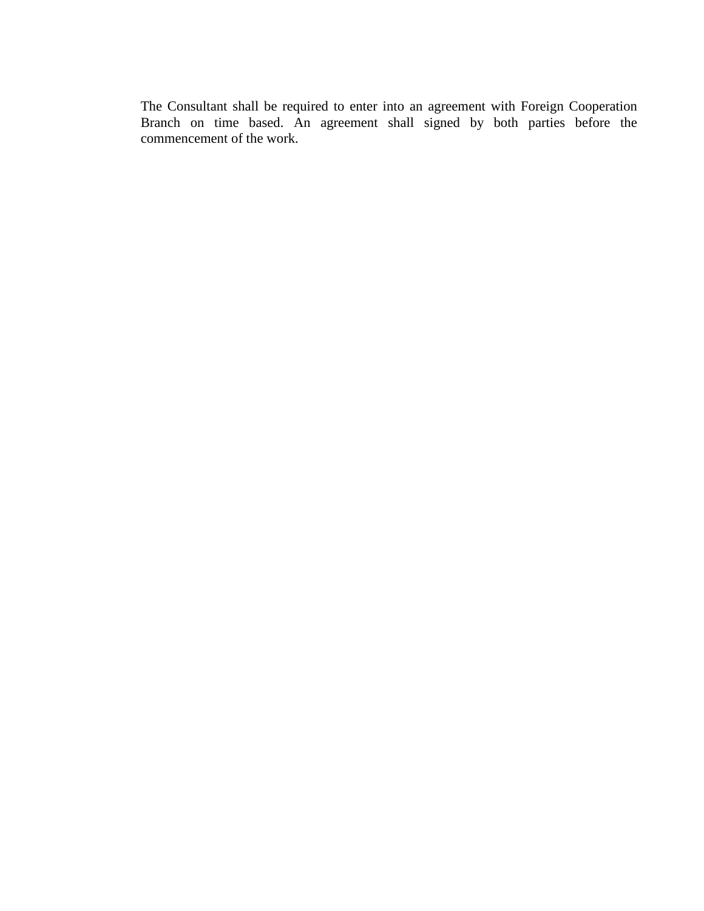The Consultant shall be required to enter into an agreement with Foreign Cooperation Branch on time based. An agreement shall signed by both parties before the commencement of the work.